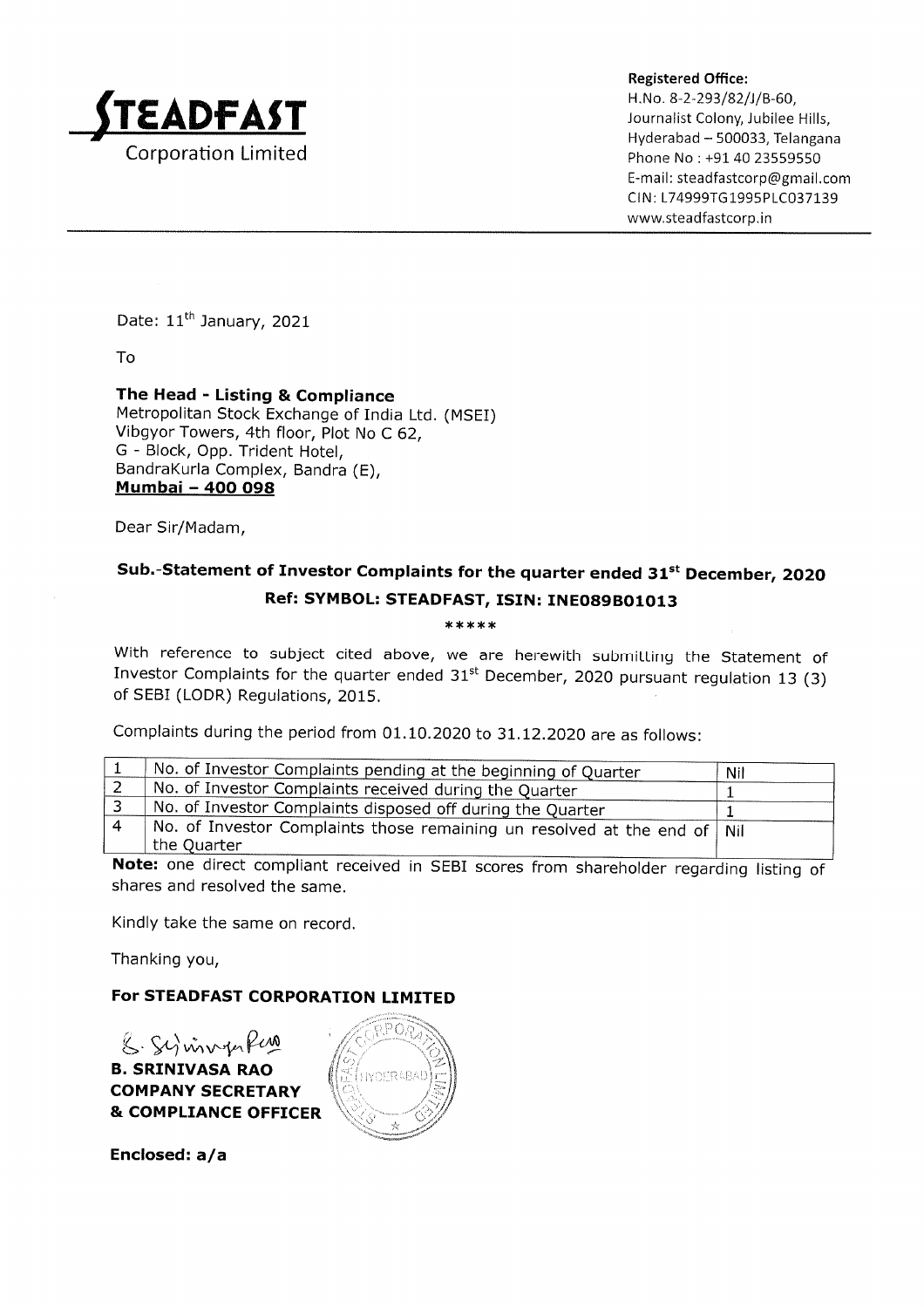**STEADFAST**
Corporation Limited

**Registered Office:**
H.No. 8-2-293/82/J/B-60,
Journalist Colony, Jubilee Hills,
Hyderabad – 500033, Telangana
Phone No : +91 40 23559550
E-mail: steadfastcorp@gmail.com
CIN: L74999TG1995PLC037139
www.steadfastcorp.in

Date: 11th January, 2021

To

**The Head - Listing & Compliance**
Metropolitan Stock Exchange of India Ltd. (MSEI)
Vibgyor Towers, 4th floor, Plot No C 62,
G - Block, Opp. Trident Hotel,
BandraKurla Complex, Bandra (E),
**Mumbai – 400 098**

Dear Sir/Madam,

**Sub.-Statement of Investor Complaints for the quarter ended 31st December, 2020**

**Ref: SYMBOL: STEADFAST, ISIN: INE089B01013**

*****

With reference to subject cited above, we are herewith submitting the Statement of Investor Complaints for the quarter ended 31st December, 2020 pursuant regulation 13 (3) of SEBI (LODR) Regulations, 2015.

Complaints during the period from 01.10.2020 to 31.12.2020 are as follows:

| | | |
|---|---|---|
| 1 | No. of Investor Complaints pending at the beginning of Quarter | Nil |
| 2 | No. of Investor Complaints received during the Quarter | 1 |
| 3 | No. of Investor Complaints disposed off during the Quarter | 1 |
| 4 | No. of Investor Complaints those remaining un resolved at the end of the Quarter | Nil |

**Note:** one direct compliant received in SEBI scores from shareholder regarding listing of shares and resolved the same.

Kindly take the same on record.

Thanking you,

**For STEADFAST CORPORATION LIMITED**

**B. SRINIVASA RAO**
**COMPANY SECRETARY**
**& COMPLIANCE OFFICER**

**Enclosed: a/a**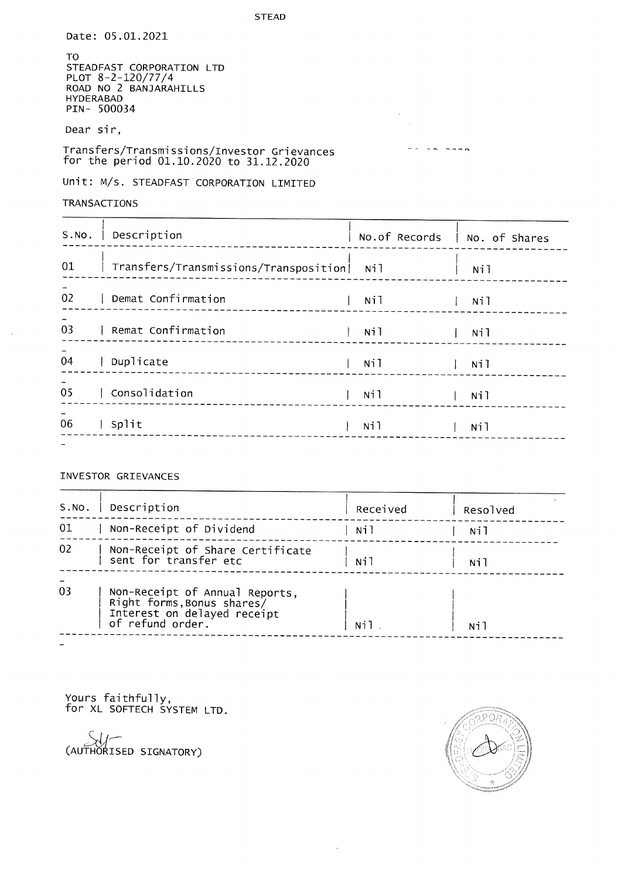STEAD

Date: 05.01.2021

TO
STEADFAST CORPORATION LTD
PLOT 8-2-120/77/4
ROAD NO 2 BANJARAHILLS
HYDERABAD
PIN- 500034

Dear sir,

Transfers/Transmissions/Investor Grievances
for the period 01.10.2020 to 31.12.2020

Unit: M/s. STEADFAST CORPORATION LIMITED

TRANSACTIONS

| S.No. | Description | No.of Records | No. of Shares |
|---|---|---|---|
| 01 | Transfers/Transmissions/Transposition | Nil | Nil |
| 02 | Demat Confirmation | Nil | Nil |
| 03 | Remat Confirmation | Nil | Nil |
| 04 | Duplicate | Nil | Nil |
| 05 | Consolidation | Nil | Nil |
| 06 | Split | Nil | Nil |

INVESTOR GRIEVANCES

| S.No. | Description | Received | Resolved |
|---|---|---|---|
| 01 | Non-Receipt of Dividend | Nil | Nil |
| 02 | Non-Receipt of Share Certificate sent for transfer etc | Nil | Nil |
| 03 | Non-Receipt of Annual Reports, Right forms, Bonus shares/ Interest on delayed receipt of refund order. | Nil | Nil |

Yours faithfully,
for XL SOFTECH SYSTEM LTD.

(AUTHORISED SIGNATORY)